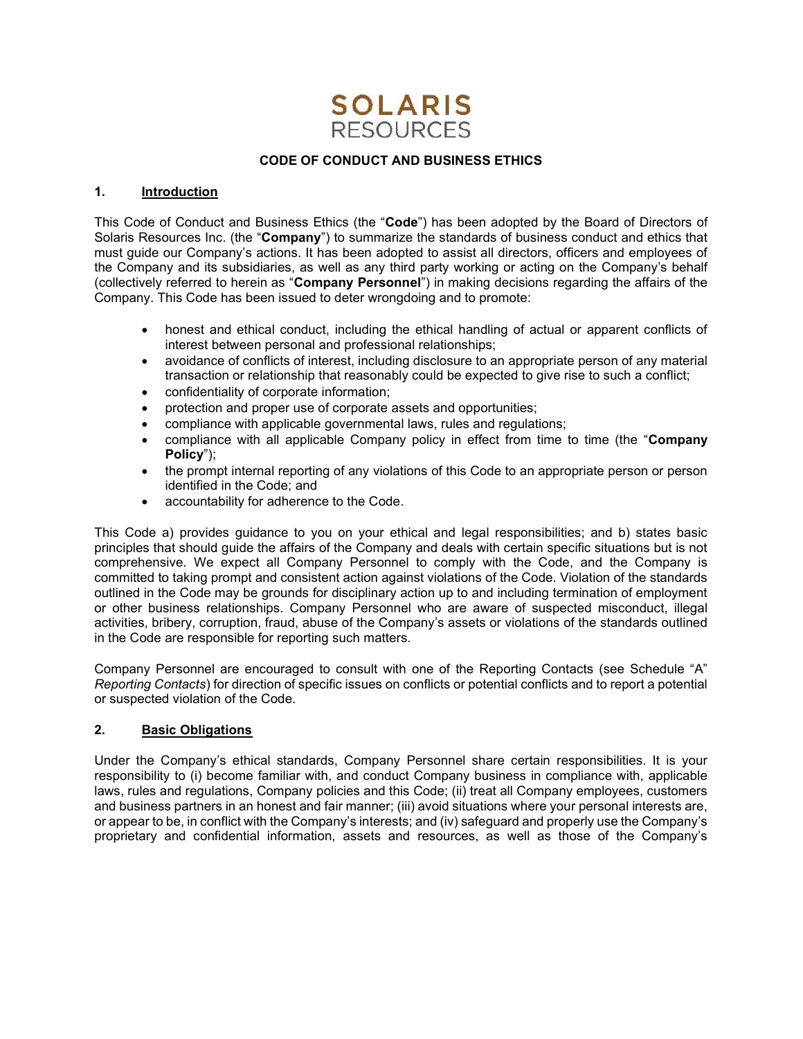SOLARIS
RESOURCES

# CODE OF CONDUCT AND BUSINESS ETHICS

## 1. Introduction

This Code of Conduct and Business Ethics (the "**Code**") has been adopted by the Board of Directors of Solaris Resources Inc. (the "**Company**") to summarize the standards of business conduct and ethics that must guide our Company's actions. It has been adopted to assist all directors, officers and employees of the Company and its subsidiaries, as well as any third party working or acting on the Company's behalf (collectively referred to herein as "**Company Personnel**") in making decisions regarding the affairs of the Company. This Code has been issued to deter wrongdoing and to promote:

- honest and ethical conduct, including the ethical handling of actual or apparent conflicts of interest between personal and professional relationships;
- avoidance of conflicts of interest, including disclosure to an appropriate person of any material transaction or relationship that reasonably could be expected to give rise to such a conflict;
- confidentiality of corporate information;
- protection and proper use of corporate assets and opportunities;
- compliance with applicable governmental laws, rules and regulations;
- compliance with all applicable Company policy in effect from time to time (the "**Company Policy**");
- the prompt internal reporting of any violations of this Code to an appropriate person or person identified in the Code; and
- accountability for adherence to the Code.

This Code a) provides guidance to you on your ethical and legal responsibilities; and b) states basic principles that should guide the affairs of the Company and deals with certain specific situations but is not comprehensive. We expect all Company Personnel to comply with the Code, and the Company is committed to taking prompt and consistent action against violations of the Code. Violation of the standards outlined in the Code may be grounds for disciplinary action up to and including termination of employment or other business relationships. Company Personnel who are aware of suspected misconduct, illegal activities, bribery, corruption, fraud, abuse of the Company's assets or violations of the standards outlined in the Code are responsible for reporting such matters.

Company Personnel are encouraged to consult with one of the Reporting Contacts (see Schedule "A" *Reporting Contacts*) for direction of specific issues on conflicts or potential conflicts and to report a potential or suspected violation of the Code.

## 2. Basic Obligations

Under the Company's ethical standards, Company Personnel share certain responsibilities. It is your responsibility to (i) become familiar with, and conduct Company business in compliance with, applicable laws, rules and regulations, Company policies and this Code; (ii) treat all Company employees, customers and business partners in an honest and fair manner; (iii) avoid situations where your personal interests are, or appear to be, in conflict with the Company's interests; and (iv) safeguard and properly use the Company's proprietary and confidential information, assets and resources, as well as those of the Company's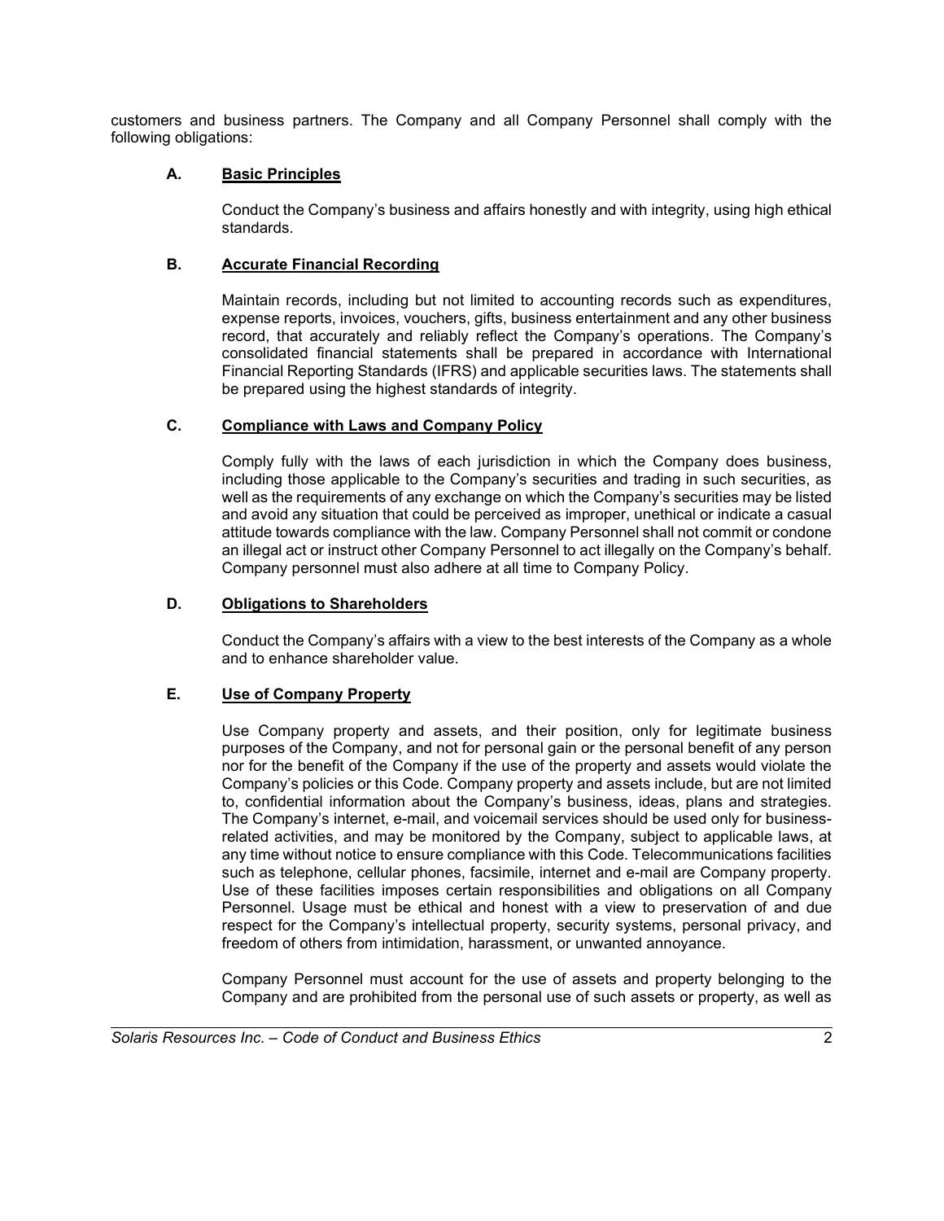customers and business partners. The Company and all Company Personnel shall comply with the following obligations:

### A. Basic Principles

Conduct the Company's business and affairs honestly and with integrity, using high ethical standards.

### B. Accurate Financial Recording

Maintain records, including but not limited to accounting records such as expenditures, expense reports, invoices, vouchers, gifts, business entertainment and any other business record, that accurately and reliably reflect the Company's operations. The Company's consolidated financial statements shall be prepared in accordance with International Financial Reporting Standards (IFRS) and applicable securities laws. The statements shall be prepared using the highest standards of integrity.

### C. Compliance with Laws and Company Policy

Comply fully with the laws of each jurisdiction in which the Company does business, including those applicable to the Company's securities and trading in such securities, as well as the requirements of any exchange on which the Company's securities may be listed and avoid any situation that could be perceived as improper, unethical or indicate a casual attitude towards compliance with the law. Company Personnel shall not commit or condone an illegal act or instruct other Company Personnel to act illegally on the Company's behalf. Company personnel must also adhere at all time to Company Policy.

### D. Obligations to Shareholders

Conduct the Company's affairs with a view to the best interests of the Company as a whole and to enhance shareholder value.

### E. Use of Company Property

Use Company property and assets, and their position, only for legitimate business purposes of the Company, and not for personal gain or the personal benefit of any person nor for the benefit of the Company if the use of the property and assets would violate the Company's policies or this Code. Company property and assets include, but are not limited to, confidential information about the Company's business, ideas, plans and strategies. The Company's internet, e-mail, and voicemail services should be used only for business-related activities, and may be monitored by the Company, subject to applicable laws, at any time without notice to ensure compliance with this Code. Telecommunications facilities such as telephone, cellular phones, facsimile, internet and e-mail are Company property. Use of these facilities imposes certain responsibilities and obligations on all Company Personnel. Usage must be ethical and honest with a view to preservation of and due respect for the Company's intellectual property, security systems, personal privacy, and freedom of others from intimidation, harassment, or unwanted annoyance.

Company Personnel must account for the use of assets and property belonging to the Company and are prohibited from the personal use of such assets or property, as well as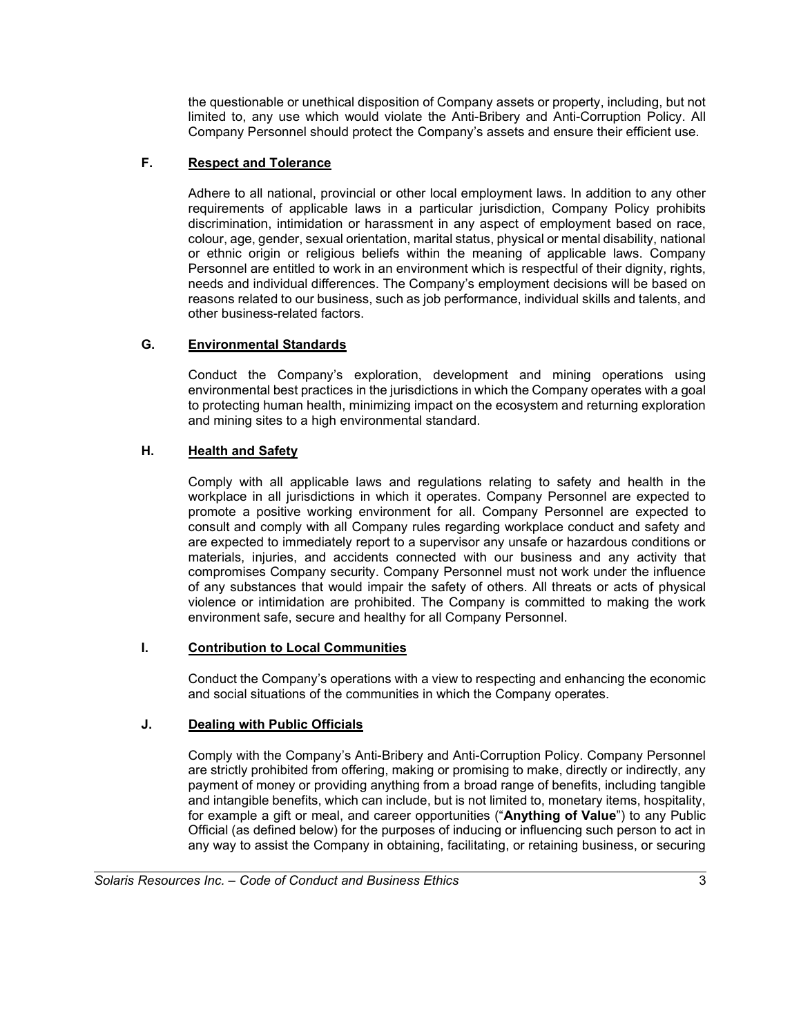the questionable or unethical disposition of Company assets or property, including, but not limited to, any use which would violate the Anti-Bribery and Anti-Corruption Policy. All Company Personnel should protect the Company's assets and ensure their efficient use.

### F. Respect and Tolerance

Adhere to all national, provincial or other local employment laws. In addition to any other requirements of applicable laws in a particular jurisdiction, Company Policy prohibits discrimination, intimidation or harassment in any aspect of employment based on race, colour, age, gender, sexual orientation, marital status, physical or mental disability, national or ethnic origin or religious beliefs within the meaning of applicable laws. Company Personnel are entitled to work in an environment which is respectful of their dignity, rights, needs and individual differences. The Company's employment decisions will be based on reasons related to our business, such as job performance, individual skills and talents, and other business-related factors.

### G. Environmental Standards

Conduct the Company's exploration, development and mining operations using environmental best practices in the jurisdictions in which the Company operates with a goal to protecting human health, minimizing impact on the ecosystem and returning exploration and mining sites to a high environmental standard.

### H. Health and Safety

Comply with all applicable laws and regulations relating to safety and health in the workplace in all jurisdictions in which it operates. Company Personnel are expected to promote a positive working environment for all. Company Personnel are expected to consult and comply with all Company rules regarding workplace conduct and safety and are expected to immediately report to a supervisor any unsafe or hazardous conditions or materials, injuries, and accidents connected with our business and any activity that compromises Company security. Company Personnel must not work under the influence of any substances that would impair the safety of others. All threats or acts of physical violence or intimidation are prohibited. The Company is committed to making the work environment safe, secure and healthy for all Company Personnel.

### I. Contribution to Local Communities

Conduct the Company's operations with a view to respecting and enhancing the economic and social situations of the communities in which the Company operates.

### J. Dealing with Public Officials

Comply with the Company's Anti-Bribery and Anti-Corruption Policy. Company Personnel are strictly prohibited from offering, making or promising to make, directly or indirectly, any payment of money or providing anything from a broad range of benefits, including tangible and intangible benefits, which can include, but is not limited to, monetary items, hospitality, for example a gift or meal, and career opportunities ("**Anything of Value**") to any Public Official (as defined below) for the purposes of inducing or influencing such person to act in any way to assist the Company in obtaining, facilitating, or retaining business, or securing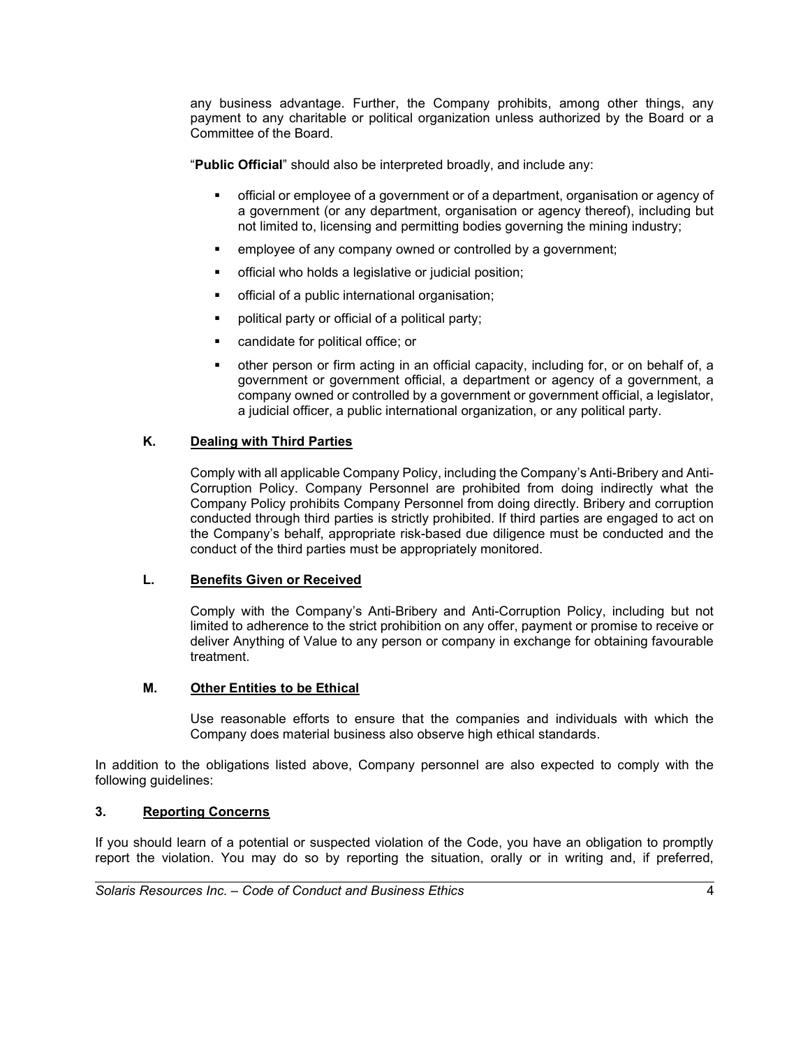any business advantage. Further, the Company prohibits, among other things, any payment to any charitable or political organization unless authorized by the Board or a Committee of the Board.

"**Public Official**" should also be interpreted broadly, and include any:

- official or employee of a government or of a department, organisation or agency of a government (or any department, organisation or agency thereof), including but not limited to, licensing and permitting bodies governing the mining industry;
- employee of any company owned or controlled by a government;
- official who holds a legislative or judicial position;
- official of a public international organisation;
- political party or official of a political party;
- candidate for political office; or
- other person or firm acting in an official capacity, including for, or on behalf of, a government or government official, a department or agency of a government, a company owned or controlled by a government or government official, a legislator, a judicial officer, a public international organization, or any political party.

### K. Dealing with Third Parties

Comply with all applicable Company Policy, including the Company's Anti-Bribery and Anti-Corruption Policy. Company Personnel are prohibited from doing indirectly what the Company Policy prohibits Company Personnel from doing directly. Bribery and corruption conducted through third parties is strictly prohibited. If third parties are engaged to act on the Company's behalf, appropriate risk-based due diligence must be conducted and the conduct of the third parties must be appropriately monitored.

### L. Benefits Given or Received

Comply with the Company's Anti-Bribery and Anti-Corruption Policy, including but not limited to adherence to the strict prohibition on any offer, payment or promise to receive or deliver Anything of Value to any person or company in exchange for obtaining favourable treatment.

### M. Other Entities to be Ethical

Use reasonable efforts to ensure that the companies and individuals with which the Company does material business also observe high ethical standards.

In addition to the obligations listed above, Company personnel are also expected to comply with the following guidelines:

## 3. Reporting Concerns

If you should learn of a potential or suspected violation of the Code, you have an obligation to promptly report the violation. You may do so by reporting the situation, orally or in writing and, if preferred,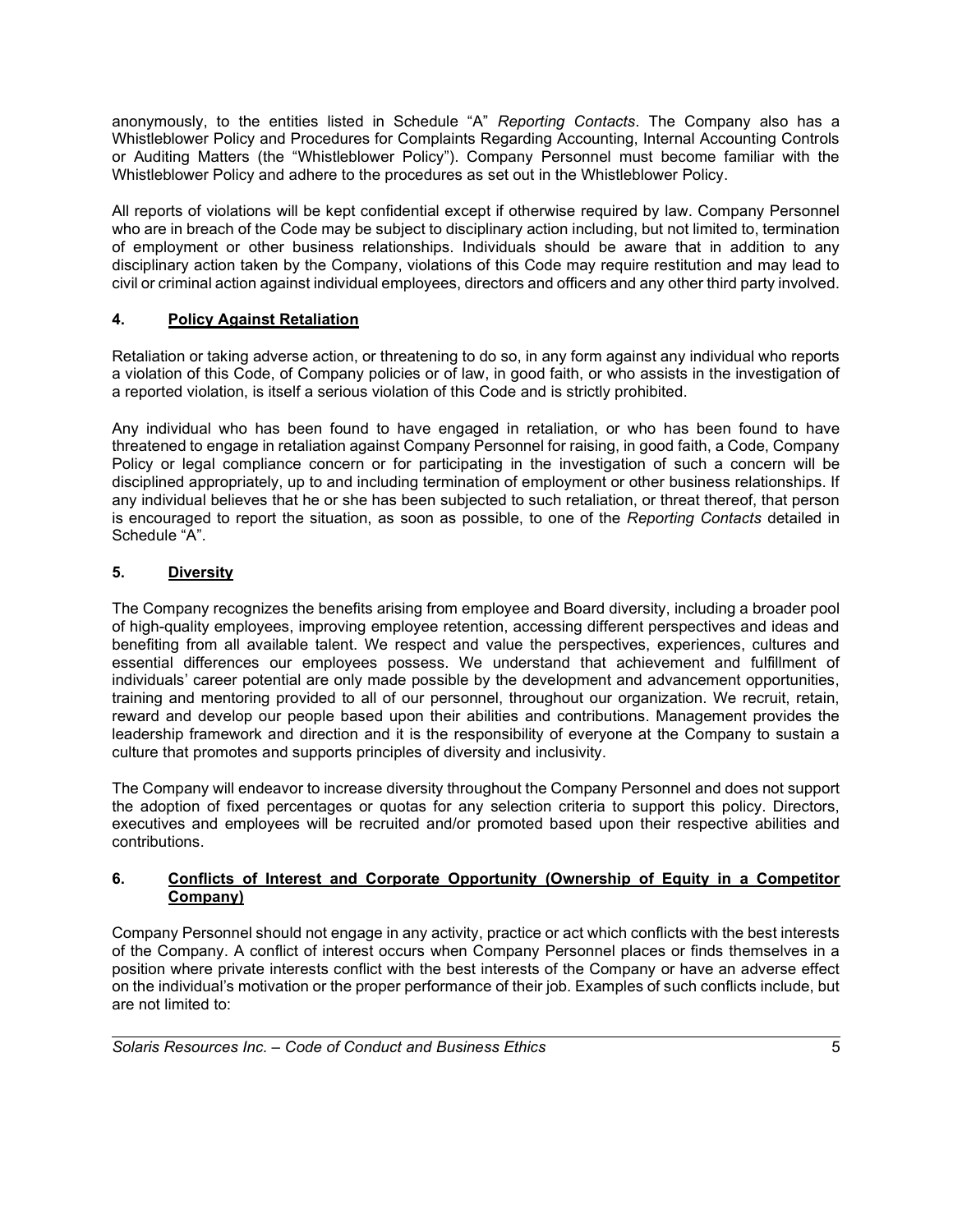anonymously, to the entities listed in Schedule "A" *Reporting Contacts*. The Company also has a Whistleblower Policy and Procedures for Complaints Regarding Accounting, Internal Accounting Controls or Auditing Matters (the "Whistleblower Policy"). Company Personnel must become familiar with the Whistleblower Policy and adhere to the procedures as set out in the Whistleblower Policy.

All reports of violations will be kept confidential except if otherwise required by law. Company Personnel who are in breach of the Code may be subject to disciplinary action including, but not limited to, termination of employment or other business relationships. Individuals should be aware that in addition to any disciplinary action taken by the Company, violations of this Code may require restitution and may lead to civil or criminal action against individual employees, directors and officers and any other third party involved.

## 4. Policy Against Retaliation

Retaliation or taking adverse action, or threatening to do so, in any form against any individual who reports a violation of this Code, of Company policies or of law, in good faith, or who assists in the investigation of a reported violation, is itself a serious violation of this Code and is strictly prohibited.

Any individual who has been found to have engaged in retaliation, or who has been found to have threatened to engage in retaliation against Company Personnel for raising, in good faith, a Code, Company Policy or legal compliance concern or for participating in the investigation of such a concern will be disciplined appropriately, up to and including termination of employment or other business relationships. If any individual believes that he or she has been subjected to such retaliation, or threat thereof, that person is encouraged to report the situation, as soon as possible, to one of the *Reporting Contacts* detailed in Schedule "A".

## 5. Diversity

The Company recognizes the benefits arising from employee and Board diversity, including a broader pool of high-quality employees, improving employee retention, accessing different perspectives and ideas and benefiting from all available talent. We respect and value the perspectives, experiences, cultures and essential differences our employees possess. We understand that achievement and fulfillment of individuals' career potential are only made possible by the development and advancement opportunities, training and mentoring provided to all of our personnel, throughout our organization. We recruit, retain, reward and develop our people based upon their abilities and contributions. Management provides the leadership framework and direction and it is the responsibility of everyone at the Company to sustain a culture that promotes and supports principles of diversity and inclusivity.

The Company will endeavor to increase diversity throughout the Company Personnel and does not support the adoption of fixed percentages or quotas for any selection criteria to support this policy. Directors, executives and employees will be recruited and/or promoted based upon their respective abilities and contributions.

## 6. Conflicts of Interest and Corporate Opportunity (Ownership of Equity in a Competitor Company)

Company Personnel should not engage in any activity, practice or act which conflicts with the best interests of the Company. A conflict of interest occurs when Company Personnel places or finds themselves in a position where private interests conflict with the best interests of the Company or have an adverse effect on the individual's motivation or the proper performance of their job. Examples of such conflicts include, but are not limited to: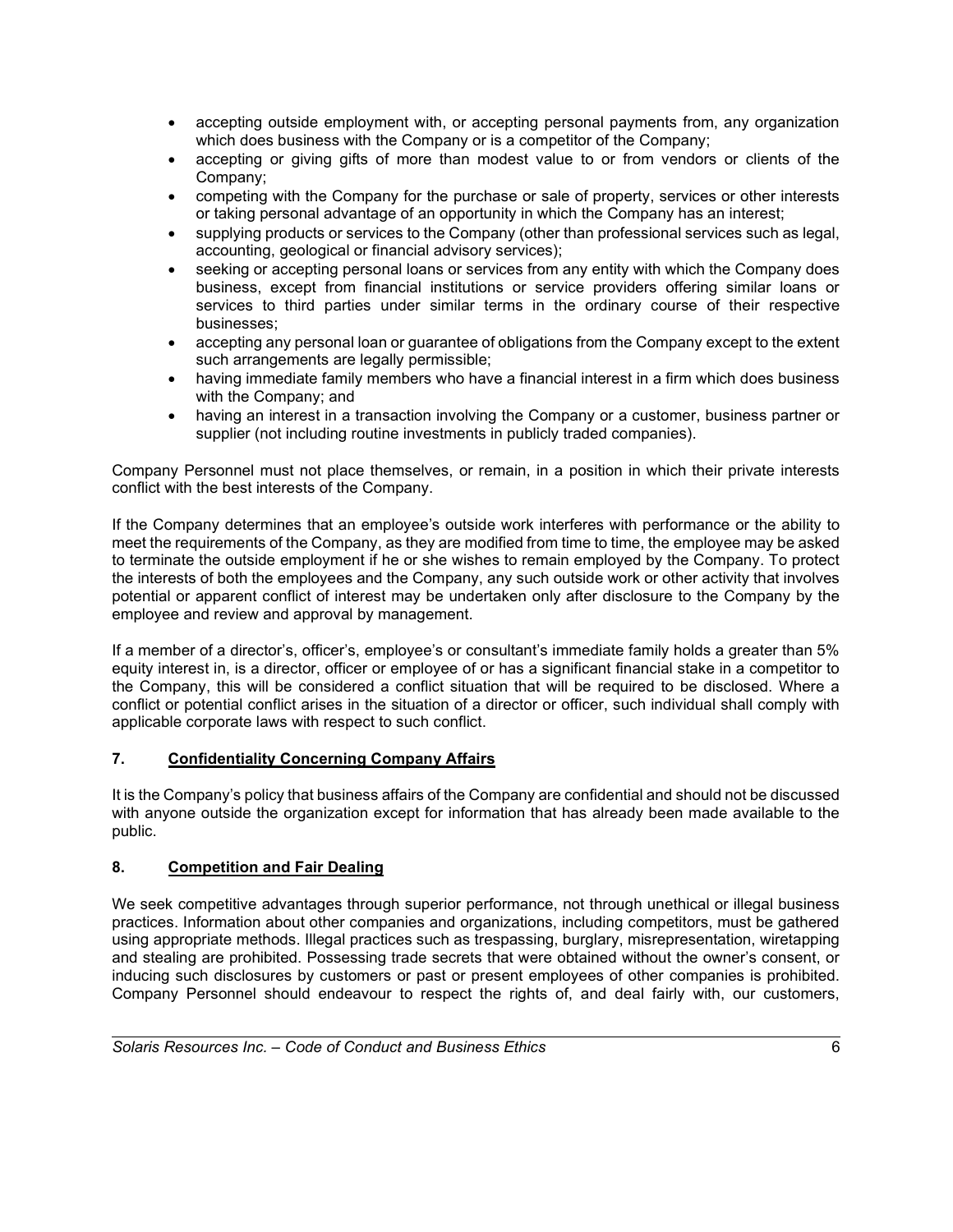- accepting outside employment with, or accepting personal payments from, any organization which does business with the Company or is a competitor of the Company;
- accepting or giving gifts of more than modest value to or from vendors or clients of the Company;
- competing with the Company for the purchase or sale of property, services or other interests or taking personal advantage of an opportunity in which the Company has an interest;
- supplying products or services to the Company (other than professional services such as legal, accounting, geological or financial advisory services);
- seeking or accepting personal loans or services from any entity with which the Company does business, except from financial institutions or service providers offering similar loans or services to third parties under similar terms in the ordinary course of their respective businesses;
- accepting any personal loan or guarantee of obligations from the Company except to the extent such arrangements are legally permissible;
- having immediate family members who have a financial interest in a firm which does business with the Company; and
- having an interest in a transaction involving the Company or a customer, business partner or supplier (not including routine investments in publicly traded companies).

Company Personnel must not place themselves, or remain, in a position in which their private interests conflict with the best interests of the Company.

If the Company determines that an employee's outside work interferes with performance or the ability to meet the requirements of the Company, as they are modified from time to time, the employee may be asked to terminate the outside employment if he or she wishes to remain employed by the Company. To protect the interests of both the employees and the Company, any such outside work or other activity that involves potential or apparent conflict of interest may be undertaken only after disclosure to the Company by the employee and review and approval by management.

If a member of a director's, officer's, employee's or consultant's immediate family holds a greater than 5% equity interest in, is a director, officer or employee of or has a significant financial stake in a competitor to the Company, this will be considered a conflict situation that will be required to be disclosed. Where a conflict or potential conflict arises in the situation of a director or officer, such individual shall comply with applicable corporate laws with respect to such conflict.

## 7. Confidentiality Concerning Company Affairs

It is the Company's policy that business affairs of the Company are confidential and should not be discussed with anyone outside the organization except for information that has already been made available to the public.

## 8. Competition and Fair Dealing

We seek competitive advantages through superior performance, not through unethical or illegal business practices. Information about other companies and organizations, including competitors, must be gathered using appropriate methods. Illegal practices such as trespassing, burglary, misrepresentation, wiretapping and stealing are prohibited. Possessing trade secrets that were obtained without the owner's consent, or inducing such disclosures by customers or past or present employees of other companies is prohibited. Company Personnel should endeavour to respect the rights of, and deal fairly with, our customers,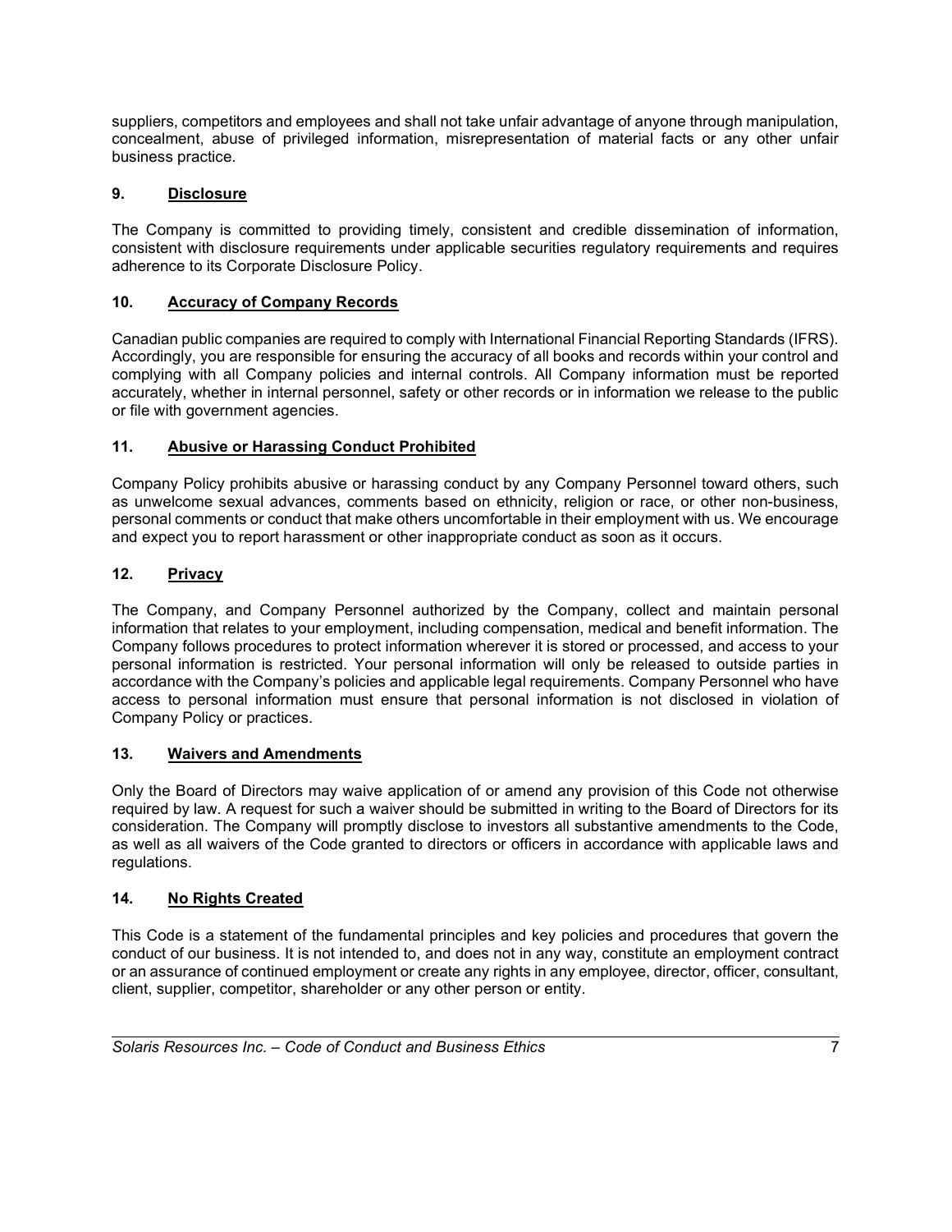suppliers, competitors and employees and shall not take unfair advantage of anyone through manipulation, concealment, abuse of privileged information, misrepresentation of material facts or any other unfair business practice.

## 9. Disclosure

The Company is committed to providing timely, consistent and credible dissemination of information, consistent with disclosure requirements under applicable securities regulatory requirements and requires adherence to its Corporate Disclosure Policy.

## 10. Accuracy of Company Records

Canadian public companies are required to comply with International Financial Reporting Standards (IFRS). Accordingly, you are responsible for ensuring the accuracy of all books and records within your control and complying with all Company policies and internal controls. All Company information must be reported accurately, whether in internal personnel, safety or other records or in information we release to the public or file with government agencies.

## 11. Abusive or Harassing Conduct Prohibited

Company Policy prohibits abusive or harassing conduct by any Company Personnel toward others, such as unwelcome sexual advances, comments based on ethnicity, religion or race, or other non-business, personal comments or conduct that make others uncomfortable in their employment with us. We encourage and expect you to report harassment or other inappropriate conduct as soon as it occurs.

## 12. Privacy

The Company, and Company Personnel authorized by the Company, collect and maintain personal information that relates to your employment, including compensation, medical and benefit information. The Company follows procedures to protect information wherever it is stored or processed, and access to your personal information is restricted. Your personal information will only be released to outside parties in accordance with the Company's policies and applicable legal requirements. Company Personnel who have access to personal information must ensure that personal information is not disclosed in violation of Company Policy or practices.

## 13. Waivers and Amendments

Only the Board of Directors may waive application of or amend any provision of this Code not otherwise required by law. A request for such a waiver should be submitted in writing to the Board of Directors for its consideration. The Company will promptly disclose to investors all substantive amendments to the Code, as well as all waivers of the Code granted to directors or officers in accordance with applicable laws and regulations.

## 14. No Rights Created

This Code is a statement of the fundamental principles and key policies and procedures that govern the conduct of our business. It is not intended to, and does not in any way, constitute an employment contract or an assurance of continued employment or create any rights in any employee, director, officer, consultant, client, supplier, competitor, shareholder or any other person or entity.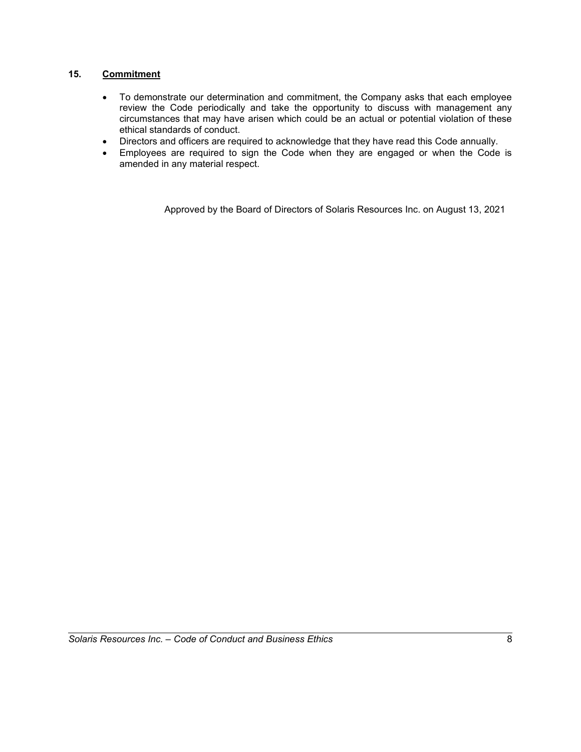## 15. **Commitment**

- To demonstrate our determination and commitment, the Company asks that each employee review the Code periodically and take the opportunity to discuss with management any circumstances that may have arisen which could be an actual or potential violation of these ethical standards of conduct.
- Directors and officers are required to acknowledge that they have read this Code annually.
- Employees are required to sign the Code when they are engaged or when the Code is amended in any material respect.

Approved by the Board of Directors of Solaris Resources Inc. on August 13, 2021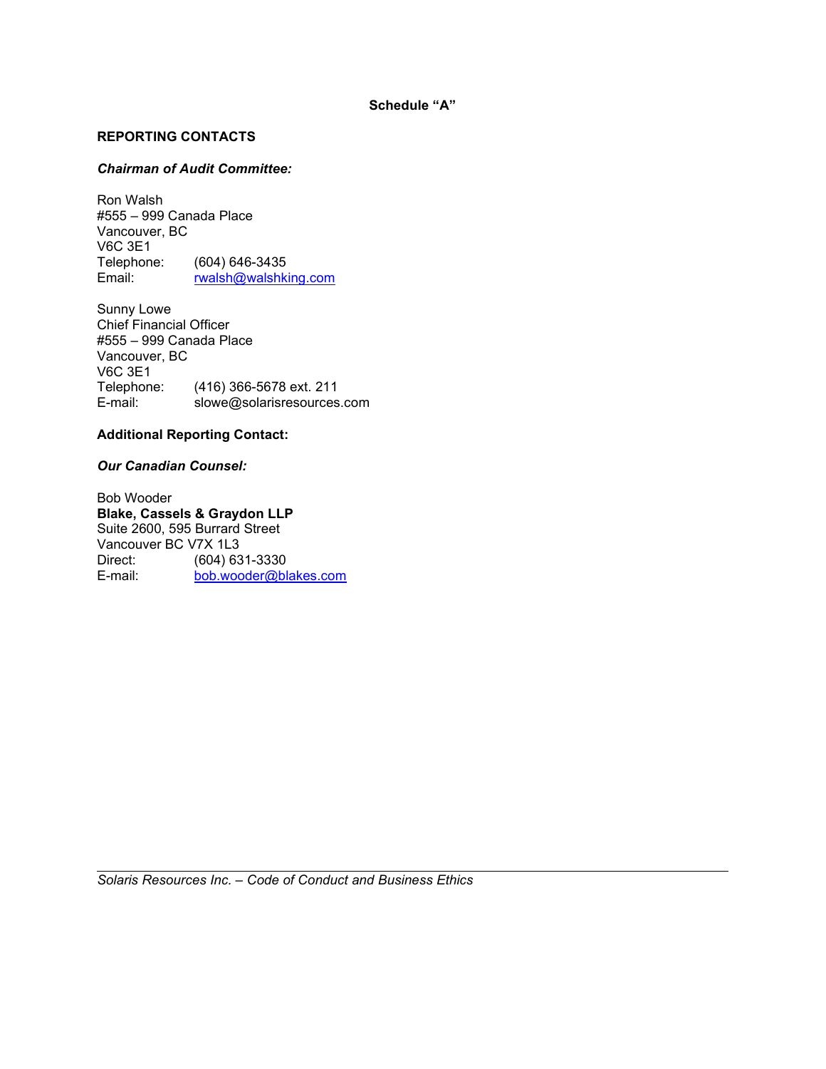**Schedule "A"**

**REPORTING CONTACTS**

***Chairman of Audit Committee:***

Ron Walsh
#555 – 999 Canada Place
Vancouver, BC
V6C 3E1
Telephone: (604) 646-3435
Email: rwalsh@walshking.com

Sunny Lowe
Chief Financial Officer
#555 – 999 Canada Place
Vancouver, BC
V6C 3E1
Telephone: (416) 366-5678 ext. 211
E-mail: slowe@solarisresources.com

**Additional Reporting Contact:**

***Our Canadian Counsel:***

Bob Wooder
**Blake, Cassels & Graydon LLP**
Suite 2600, 595 Burrard Street
Vancouver BC V7X 1L3
Direct: (604) 631-3330
E-mail: bob.wooder@blakes.com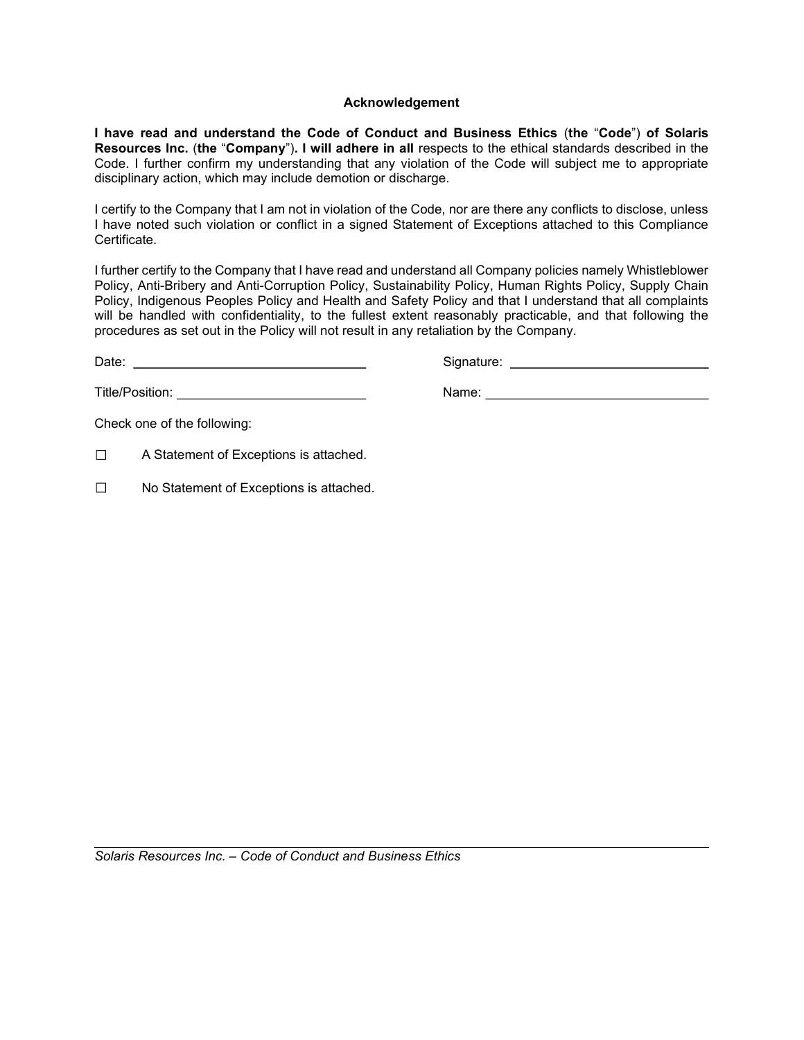### Acknowledgement

**I have read and understand the Code of Conduct and Business Ethics** (**the** "**Code**") **of Solaris Resources Inc.** (**the** "**Company**")**. I will adhere in all** respects to the ethical standards described in the Code. I further confirm my understanding that any violation of the Code will subject me to appropriate disciplinary action, which may include demotion or discharge.

I certify to the Company that I am not in violation of the Code, nor are there any conflicts to disclose, unless I have noted such violation or conflict in a signed Statement of Exceptions attached to this Compliance Certificate.

I further certify to the Company that I have read and understand all Company policies namely Whistleblower Policy, Anti-Bribery and Anti-Corruption Policy, Sustainability Policy, Human Rights Policy, Supply Chain Policy, Indigenous Peoples Policy and Health and Safety Policy and that I understand that all complaints will be handled with confidentiality, to the fullest extent reasonably practicable, and that following the procedures as set out in the Policy will not result in any retaliation by the Company.

Date: ______________________________ Signature: ______________________________

Title/Position: ______________________________ Name: ______________________________

Check one of the following:

☐ A Statement of Exceptions is attached.

☐ No Statement of Exceptions is attached.